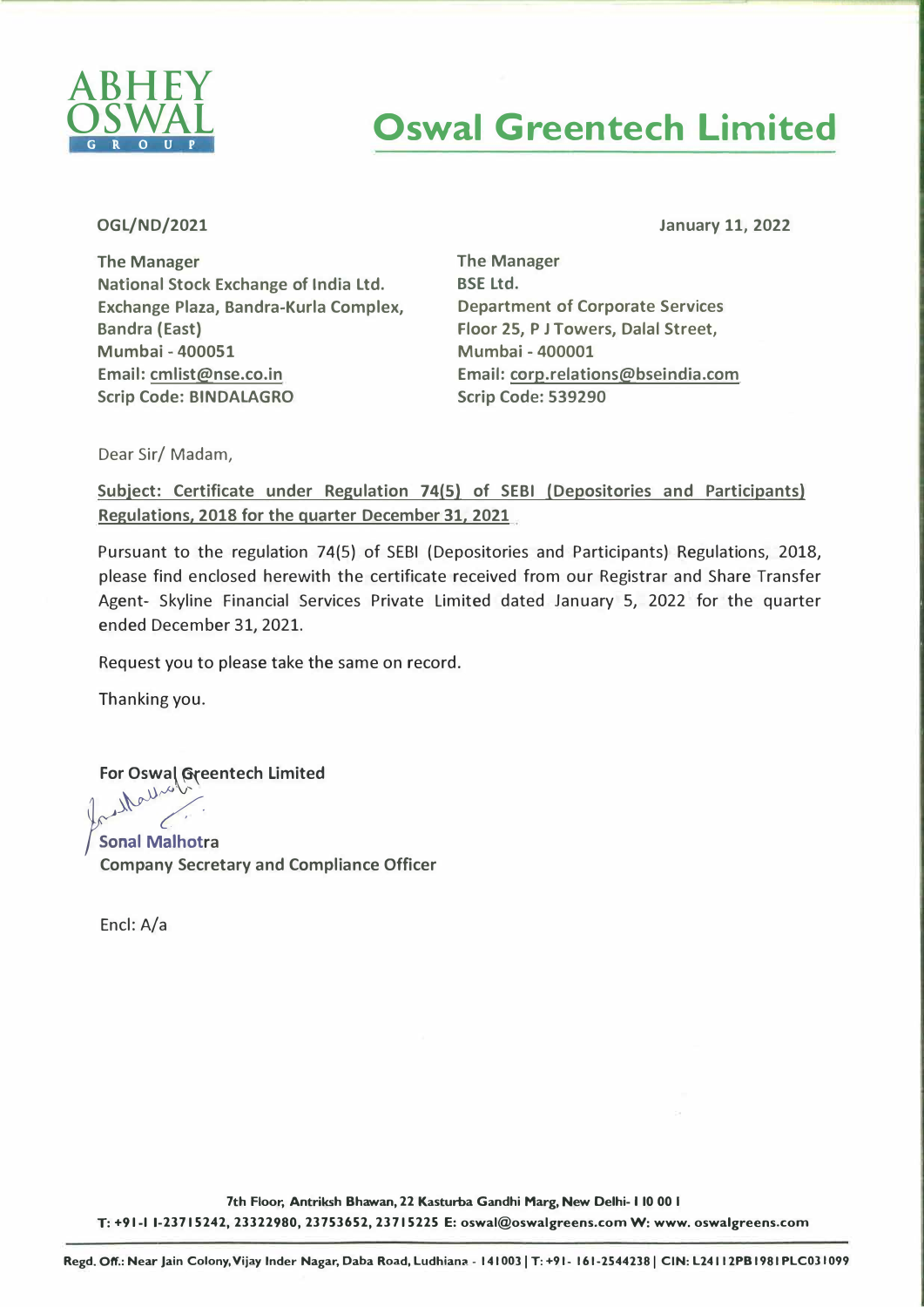ABHEY OSWAL GROUP

# Oswal Greentech Limited

OGL/ND/2021

January 11, 2022

The Manager
National Stock Exchange of India Ltd.
Exchange Plaza, Bandra-Kurla Complex,
Bandra (East)
Mumbai - 400051
Email: cmlist@nse.co.in
Scrip Code: BINDALAGRO

The Manager
BSE Ltd.
Department of Corporate Services
Floor 25, P J Towers, Dalal Street,
Mumbai - 400001
Email: corp.relations@bseindia.com
Scrip Code: 539290

Dear Sir/ Madam,

**Subject: Certificate under Regulation 74(5) of SEBI (Depositories and Participants) Regulations, 2018 for the quarter December 31, 2021**

Pursuant to the regulation 74(5) of SEBI (Depositories and Participants) Regulations, 2018, please find enclosed herewith the certificate received from our Registrar and Share Transfer Agent- Skyline Financial Services Private Limited dated January 5, 2022 for the quarter ended December 31, 2021.

Request you to please take the same on record.

Thanking you.

**For Oswal Greentech Limited**

**Sonal Malhotra**
**Company Secretary and Compliance Officer**

Encl: A/a

7th Floor, Antriksh Bhawan, 22 Kasturba Gandhi Marg, New Delhi- 110 001
T: +91-11-23715242, 23322980, 23753652, 23715225 E: oswal@oswalgreens.com W: www.oswalgreens.com

Regd. Off.: Near Jain Colony, Vijay Inder Nagar, Daba Road, Ludhiana - 141003 | T: +91- 161-2544238 | CIN: L24112PB1981PLC031099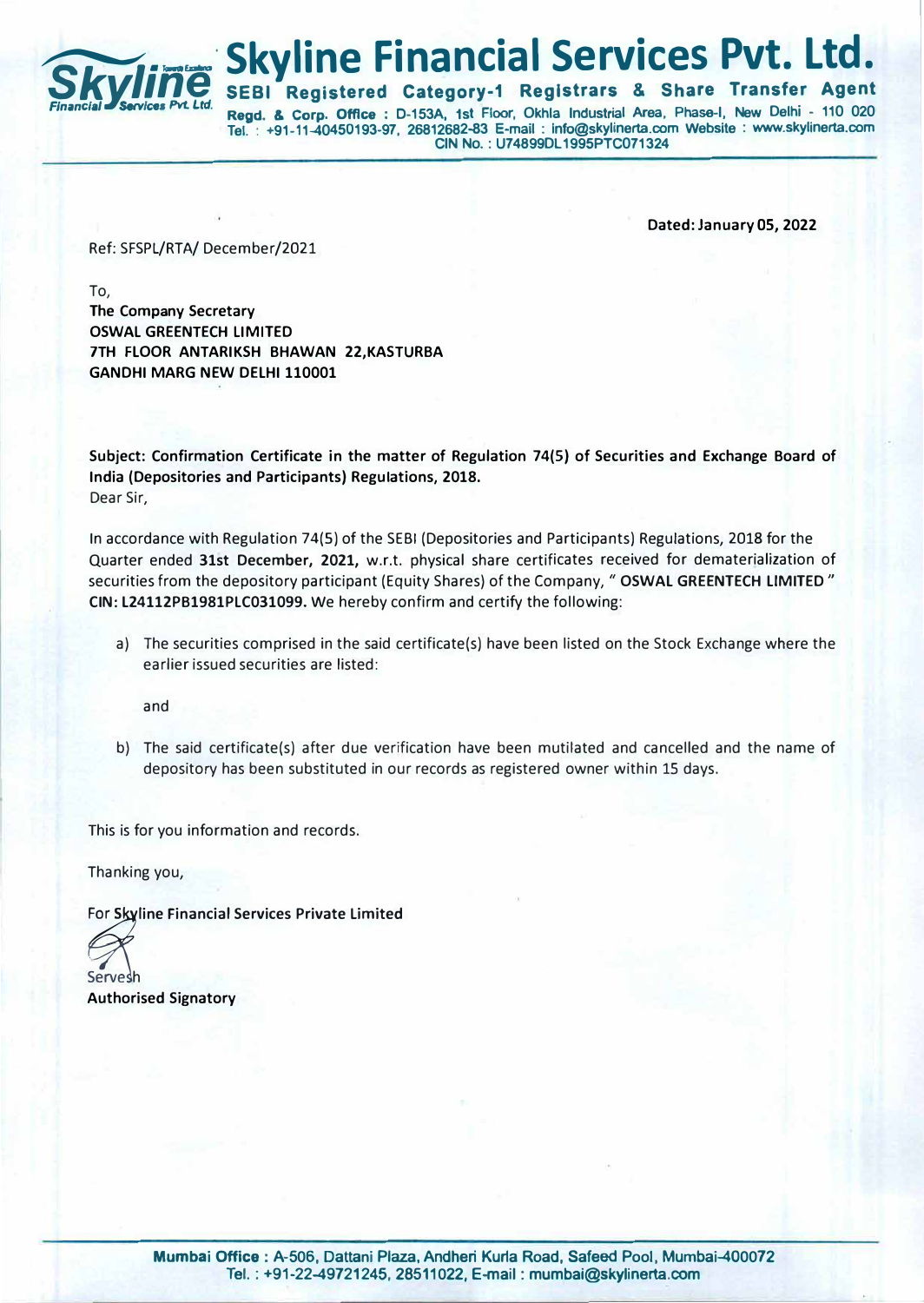# Skyline Financial Services Pvt. Ltd.

**SEBI Registered Category-1 Registrars & Share Transfer Agent**

**Regd. & Corp. Office :** D-153A, 1st Floor, Okhla Industrial Area, Phase-I, New Delhi - 110 020
Tel. : +91-11-40450193-97, 26812682-83 E-mail : info@skylinerta.com Website : www.skylinerta.com
CIN No. : U74899DL1995PTC071324

**Dated: January 05, 2022**

Ref: SFSPL/RTA/ December/2021

To,
**The Company Secretary**
**OSWAL GREENTECH LIMITED**
**7TH FLOOR ANTARIKSH BHAWAN 22,KASTURBA GANDHI MARG NEW DELHI 110001**

**Subject: Confirmation Certificate in the matter of Regulation 74(5) of Securities and Exchange Board of India (Depositories and Participants) Regulations, 2018.**

Dear Sir,

In accordance with Regulation 74(5) of the SEBI (Depositories and Participants) Regulations, 2018 for the Quarter ended **31st December, 2021,** w.r.t. physical share certificates received for dematerialization of securities from the depository participant (Equity Shares) of the Company, " **OSWAL GREENTECH LIMITED** " **CIN: L24112PB1981PLC031099.** We hereby confirm and certify the following:

a) The securities comprised in the said certificate(s) have been listed on the Stock Exchange where the earlier issued securities are listed:

   and

b) The said certificate(s) after due verification have been mutilated and cancelled and the name of depository has been substituted in our records as registered owner within 15 days.

This is for you information and records.

Thanking you,

For **Skyline Financial Services Private Limited**

Servesh
**Authorised Signatory**

**Mumbai Office :** A-506, Dattani Plaza, Andheri Kurla Road, Safeed Pool, Mumbai-400072
Tel. : +91-22-49721245, 28511022, E-mail : mumbai@skylinerta.com